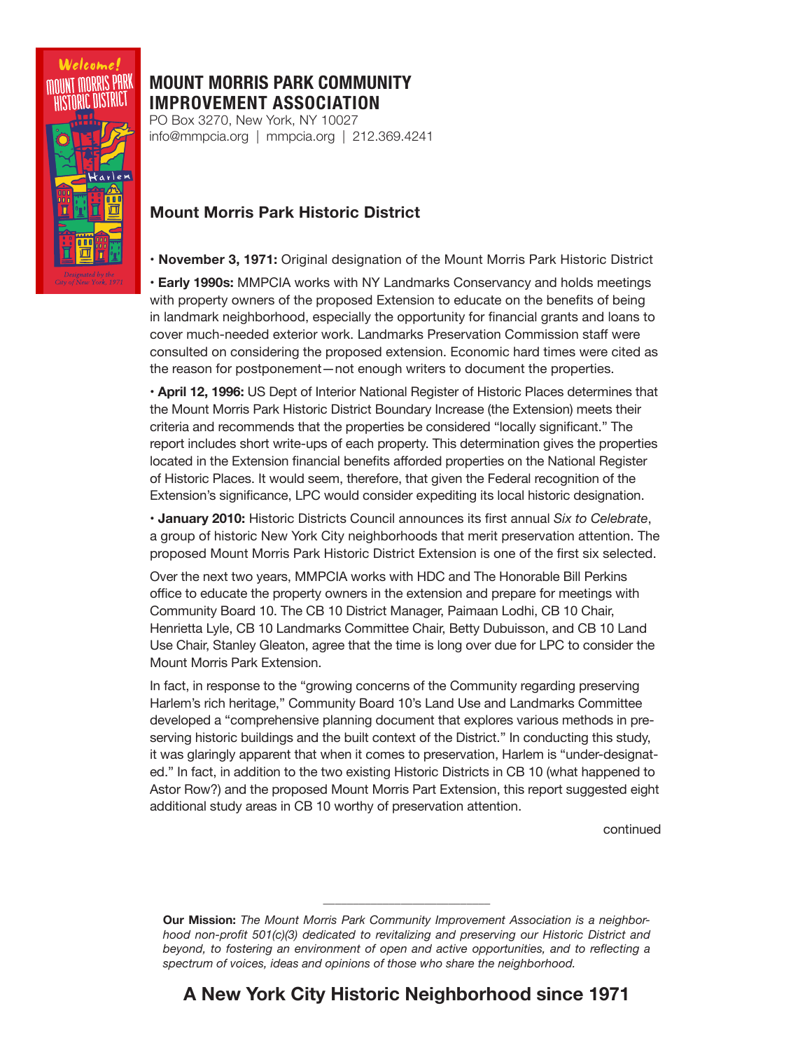# MOUNT MORRIS PARK COMMUNITY IMPROVEMENT ASSOCIATION

PO Box 3270, New York, NY 10027
info@mmpcia.org | mmpcia.org | 212.369.4241

## Mount Morris Park Historic District

• **November 3, 1971:** Original designation of the Mount Morris Park Historic District

• **Early 1990s:** MMPCIA works with NY Landmarks Conservancy and holds meetings with property owners of the proposed Extension to educate on the benefits of being in landmark neighborhood, especially the opportunity for financial grants and loans to cover much-needed exterior work. Landmarks Preservation Commission staff were consulted on considering the proposed extension. Economic hard times were cited as the reason for postponement—not enough writers to document the properties.

• **April 12, 1996:** US Dept of Interior National Register of Historic Places determines that the Mount Morris Park Historic District Boundary Increase (the Extension) meets their criteria and recommends that the properties be considered "locally significant." The report includes short write-ups of each property. This determination gives the properties located in the Extension financial benefits afforded properties on the National Register of Historic Places. It would seem, therefore, that given the Federal recognition of the Extension's significance, LPC would consider expediting its local historic designation.

• **January 2010:** Historic Districts Council announces its first annual *Six to Celebrate*, a group of historic New York City neighborhoods that merit preservation attention. The proposed Mount Morris Park Historic District Extension is one of the first six selected.

Over the next two years, MMPCIA works with HDC and The Honorable Bill Perkins office to educate the property owners in the extension and prepare for meetings with Community Board 10. The CB 10 District Manager, Paimaan Lodhi, CB 10 Chair, Henrietta Lyle, CB 10 Landmarks Committee Chair, Betty Dubuisson, and CB 10 Land Use Chair, Stanley Gleaton, agree that the time is long over due for LPC to consider the Mount Morris Park Extension.

In fact, in response to the "growing concerns of the Community regarding preserving Harlem's rich heritage," Community Board 10's Land Use and Landmarks Committee developed a "comprehensive planning document that explores various methods in preserving historic buildings and the built context of the District." In conducting this study, it was glaringly apparent that when it comes to preservation, Harlem is "under-designated." In fact, in addition to the two existing Historic Districts in CB 10 (what happened to Astor Row?) and the proposed Mount Morris Part Extension, this report suggested eight additional study areas in CB 10 worthy of preservation attention.

continued

---

**Our Mission:** *The Mount Morris Park Community Improvement Association is a neighborhood non-profit 501(c)(3) dedicated to revitalizing and preserving our Historic District and beyond, to fostering an environment of open and active opportunities, and to reflecting a spectrum of voices, ideas and opinions of those who share the neighborhood.*

**A New York City Historic Neighborhood since 1971**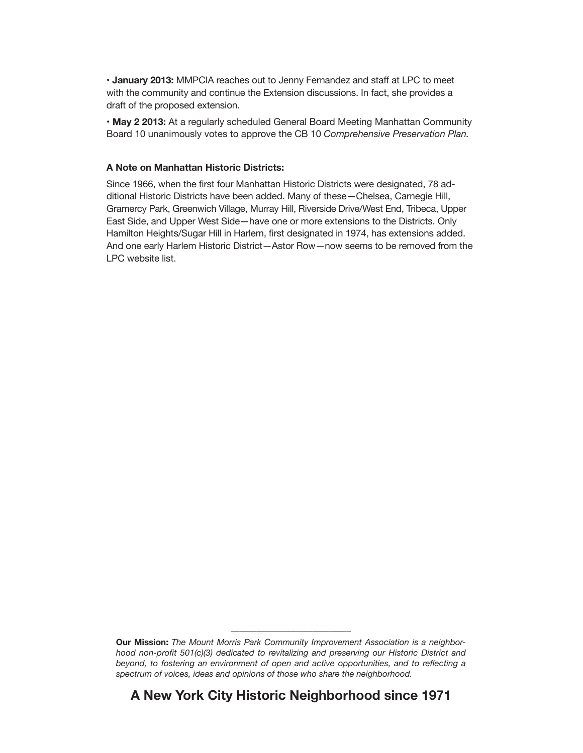• **January 2013:** MMPCIA reaches out to Jenny Fernandez and staff at LPC to meet with the community and continue the Extension discussions. In fact, she provides a draft of the proposed extension.

• **May 2 2013:** At a regularly scheduled General Board Meeting Manhattan Community Board 10 unanimously votes to approve the CB 10 *Comprehensive Preservation Plan.*

**A Note on Manhattan Historic Districts:**

Since 1966, when the first four Manhattan Historic Districts were designated, 78 additional Historic Districts have been added. Many of these—Chelsea, Carnegie Hill, Gramercy Park, Greenwich Village, Murray Hill, Riverside Drive/West End, Tribeca, Upper East Side, and Upper West Side—have one or more extensions to the Districts. Only Hamilton Heights/Sugar Hill in Harlem, first designated in 1974, has extensions added. And one early Harlem Historic District—Astor Row—now seems to be removed from the LPC website list.

---

**Our Mission:** *The Mount Morris Park Community Improvement Association is a neighborhood non-profit 501(c)(3) dedicated to revitalizing and preserving our Historic District and beyond, to fostering an environment of open and active opportunities, and to reflecting a spectrum of voices, ideas and opinions of those who share the neighborhood.*

## A New York City Historic Neighborhood since 1971